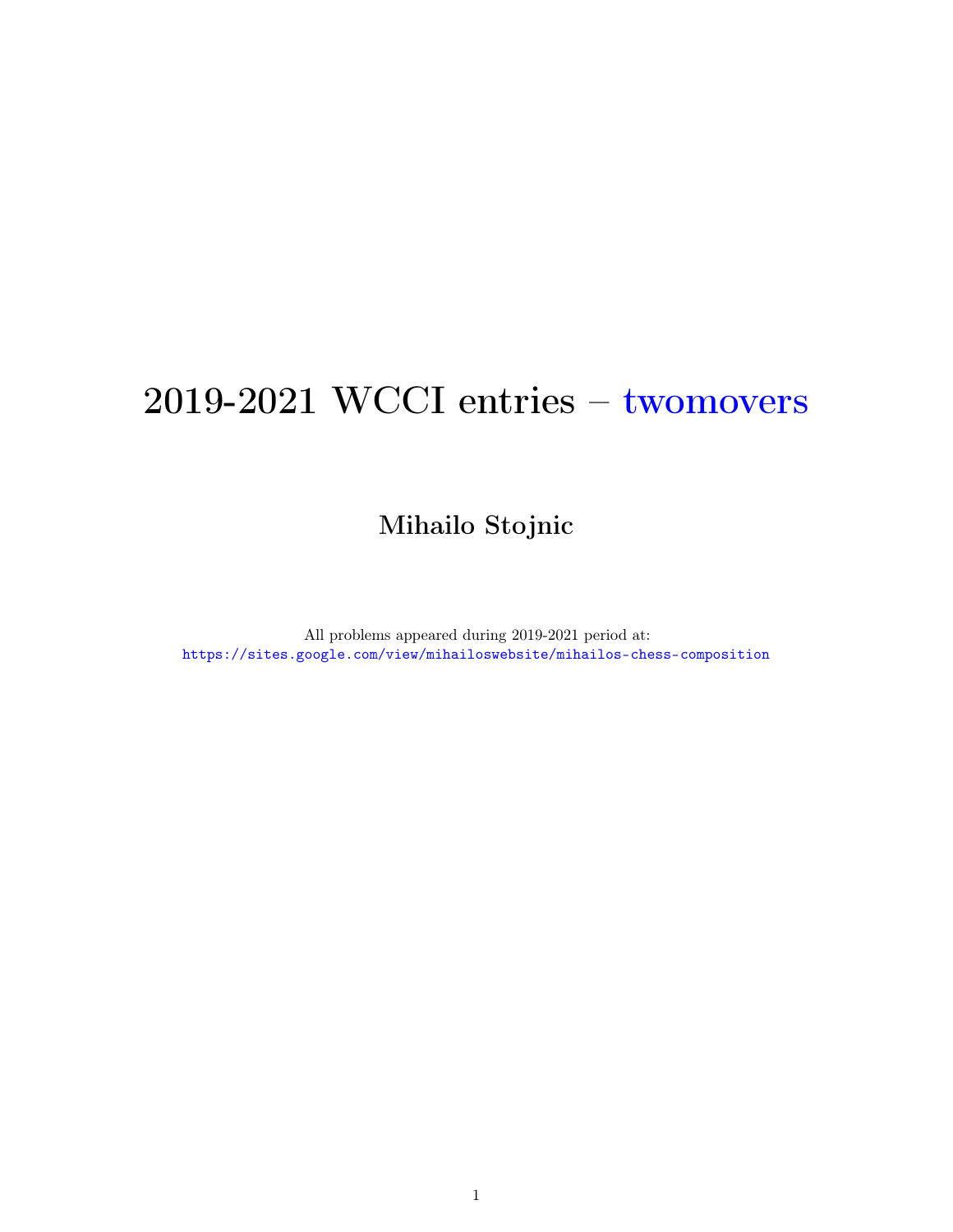# 2019-2021 WCCI entries – twomovers

## Mihailo Stojnic

All problems appeared during 2019-2021 period at:
https://sites.google.com/view/mihailoswebsite/mihailos-chess-composition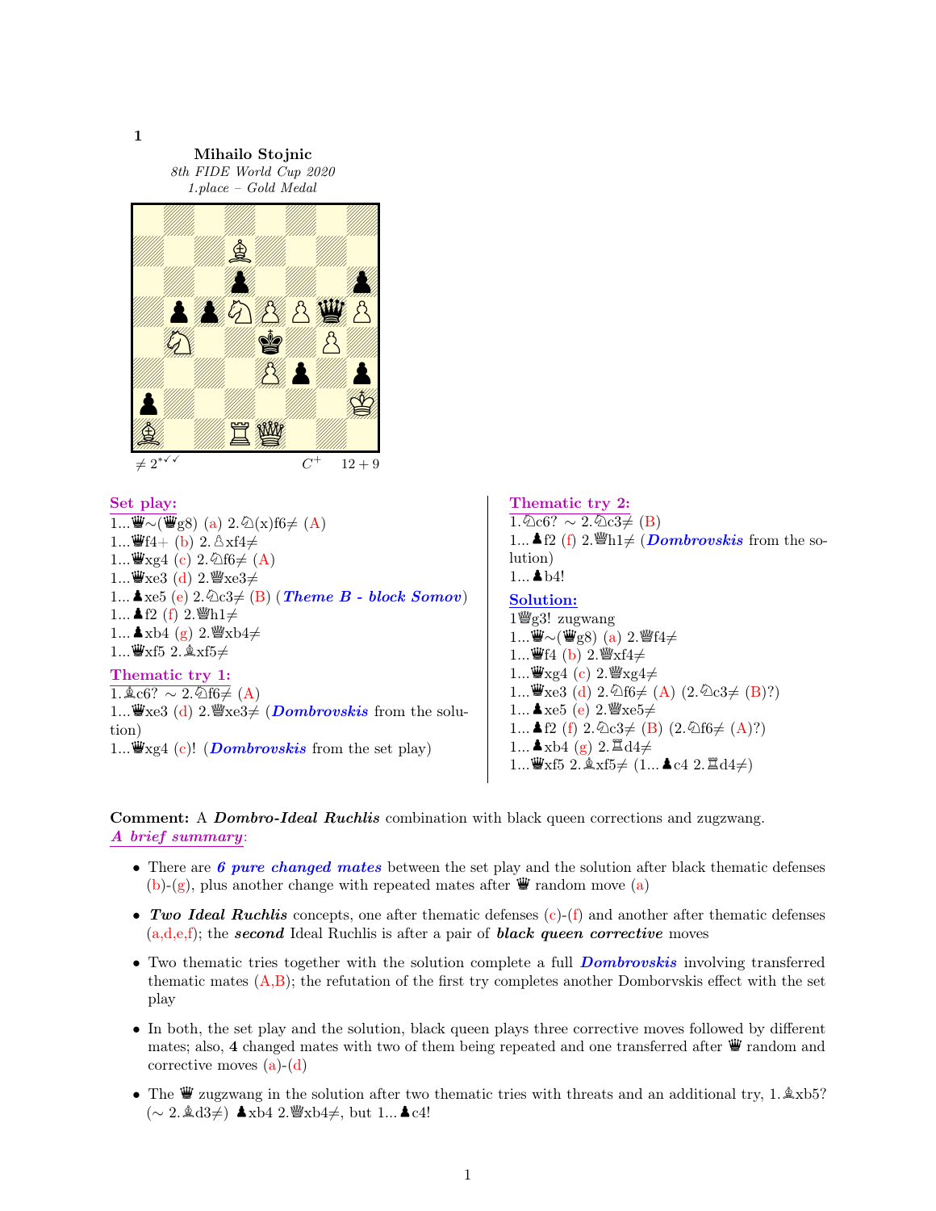**1**

**Mihailo Stojnic**
*8th FIDE World Cup 2020*
*1.place – Gold Medal*

≠ 2*✓✓   C+   12 + 9

### Set play:

1...♛~(♛g8) (a) 2.♘(x)f6≠ (A)
1...♛f4+ (b) 2.♙xf4≠
1...♛xg4 (c) 2.♘f6≠ (A)
1...♛xe3 (d) 2.♕xe3≠
1...♟xe5 (e) 2.♘c3≠ (B) (***Theme B - block Somov***)
1...♟f2 (f) 2.♕h1≠
1...♟xb4 (g) 2.♕xb4≠
1...♛xf5 2.♗xf5≠

### Thematic try 1:

1.♗c6? ∼ 2.♘f6≠ (A)
1...♛xe3 (d) 2.♕xe3≠ (***Dombrovskis*** from the solution)
1...♛xg4 (c)! (***Dombrovskis*** from the set play)

### Thematic try 2:

1.♘c6? ∼ 2.♘c3≠ (B)
1...♟f2 (f) 2.♕h1≠ (***Dombrovskis*** from the solution)
1...♟b4!

### Solution:

1♕g3! zugwang
1...♛~(♛g8) (a) 2.♕f4≠
1...♛f4 (b) 2.♕xf4≠
1...♛xg4 (c) 2.♕xg4≠
1...♛xe3 (d) 2.♘f6≠ (A) (2.♘c3≠ (B)?)
1...♟xe5 (e) 2.♕xe5≠
1...♟f2 (f) 2.♘c3≠ (B) (2.♘f6≠ (A)?)
1...♟xb4 (g) 2.♖d4≠
1...♛xf5 2.♗xf5≠ (1...♟c4 2.♖d4≠)

**Comment:** A ***Dombro-Ideal Ruchlis*** combination with black queen corrections and zugzwang.
***A brief summary***:

- There are ***6 pure changed mates*** between the set play and the solution after black thematic defenses (b)-(g), plus another change with repeated mates after ♛ random move (a)
- ***Two Ideal Ruchlis*** concepts, one after thematic defenses (c)-(f) and another after thematic defenses (a,d,e,f); the ***second*** Ideal Ruchlis is after a pair of ***black queen corrective*** moves
- Two thematic tries together with the solution complete a full ***Dombrovskis*** involving transferred thematic mates (A,B); the refutation of the first try completes another Domborvskis effect with the set play
- In both, the set play and the solution, black queen plays three corrective moves followed by different mates; also, **4** changed mates with two of them being repeated and one transferred after ♛ random and corrective moves (a)-(d)
- The ♛ zugzwang in the solution after two thematic tries with threats and an additional try, 1.♗xb5? (∼ 2.♗d3≠) ♟xb4 2.♕xb4≠, but 1...♟c4!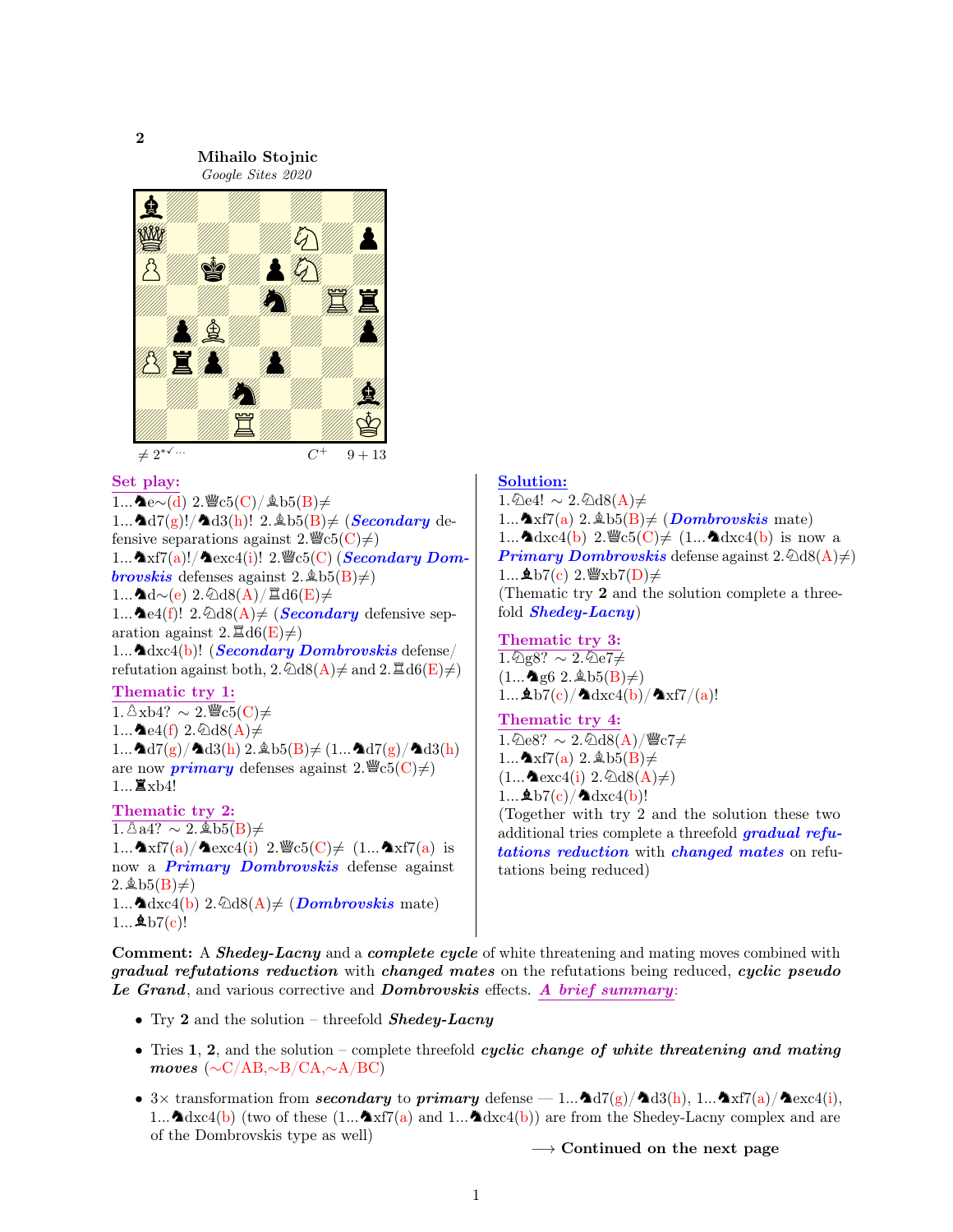**2**

**Mihailo Stojnic**
*Google Sites 2020*

≠ 2*✓··· $C^+$ 9 + 13

## Set play:

1...♞e∼(d) 2.♛c5(C)/♝b5(B)≠
1...♞d7(g)!/♞d3(h)! 2.♝b5(B)≠ (***Secondary*** defensive separations against 2.♛c5(C)≠)
1...♞xf7(a)!/♞exc4(i)! 2.♛c5(C) (***Secondary Dombrovskis*** defenses against 2.♝b5(B)≠)
1...♞d∼(e) 2.♘d8(A)/♖d6(E)≠
1...♞e4(f)! 2.♘d8(A)≠ (***Secondary*** defensive separation against 2.♖d6(E)≠)
1...♞dxc4(b)! (***Secondary Dombrovskis*** defense/refutation against both, 2.♘d8(A)≠ and 2.♖d6(E)≠)

## Thematic try 1:

1.♙xb4? ∼ 2.♛c5(C)≠
1...♞e4(f) 2.♘d8(A)≠
1...♞d7(g)/♞d3(h) 2.♝b5(B)≠ (1...♞d7(g)/♞d3(h) are now ***primary*** defenses against 2.♛c5(C)≠)
1...♜xb4!

## Thematic try 2:

1.♙a4? ∼ 2.♝b5(B)≠
1...♞xf7(a)/♞exc4(i) 2.♛c5(C)≠ (1...♞xf7(a) is now a ***Primary Dombrovskis*** defense against 2.♝b5(B)≠)
1...♞dxc4(b) 2.♘d8(A)≠ (***Dombrovskis*** mate)
1...♝b7(c)!

## Solution:

1.♘e4! ∼ 2.♘d8(A)≠
1...♞xf7(a) 2.♝b5(B)≠ (***Dombrovskis*** mate)
1...♞dxc4(b) 2.♛c5(C)≠ (1...♞dxc4(b) is now a ***Primary Dombrovskis*** defense against 2.♘d8(A)≠)
1...♝b7(c) 2.♛xb7(D)≠
(Thematic try **2** and the solution complete a threefold ***Shedey-Lacny***)

## Thematic try 3:

1.♘g8? ∼ 2.♘e7≠
(1...♞g6 2.♝b5(B)≠)
1...♝b7(c)/♞dxc4(b)/♞xf7/(a)!

## Thematic try 4:

1.♘e8? ∼ 2.♘d8(A)/♛c7≠
1...♞xf7(a) 2.♝b5(B)≠
(1...♞exc4(i) 2.♘d8(A)≠)
1...♝b7(c)/♞dxc4(b)!
(Together with try 2 and the solution these two additional tries complete a threefold ***gradual refutations reduction*** with ***changed mates*** on refutations being reduced)

**Comment:** A ***Shedey-Lacny*** and a ***complete cycle*** of white threatening and mating moves combined with ***gradual refutations reduction*** with ***changed mates*** on the refutations being reduced, ***cyclic pseudo Le Grand***, and various corrective and ***Dombrovskis*** effects. ***A brief summary***:

- Try **2** and the solution – threefold ***Shedey-Lacny***
- Tries **1**, **2**, and the solution – complete threefold ***cyclic change of white threatening and mating moves*** (∼C/AB,∼B/CA,∼A/BC)
- 3× transformation from ***secondary*** to ***primary*** defense — 1...♞d7(g)/♞d3(h), 1...♞xf7(a)/♞exc4(i), 1...♞dxc4(b) (two of these (1...♞xf7(a) and 1...♞dxc4(b)) are from the Shedey-Lacny complex and are of the Dombrovskis type as well)

⟶ **Continued on the next page**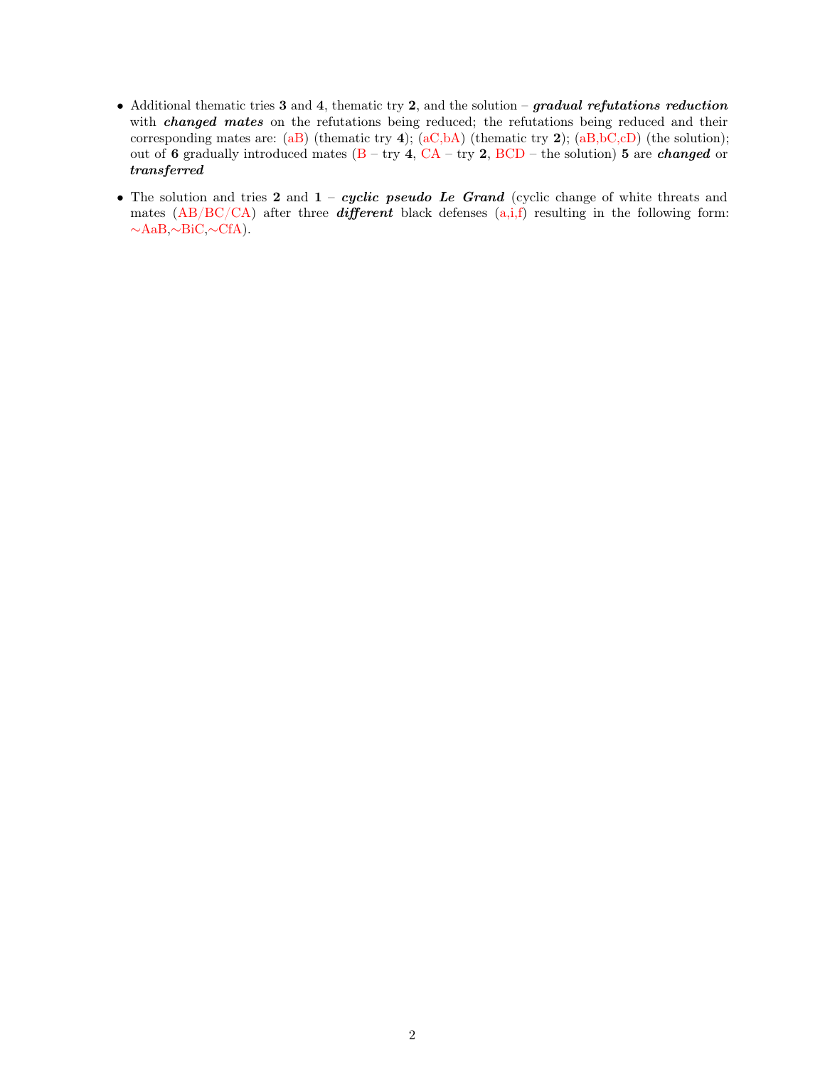- Additional thematic tries **3** and **4**, thematic try **2**, and the solution – ***gradual refutations reduction*** with ***changed mates*** on the refutations being reduced; the refutations being reduced and their corresponding mates are: (aB) (thematic try **4**); (aC,bA) (thematic try **2**); (aB,bC,cD) (the solution); out of **6** gradually introduced mates (B – try **4**, CA – try **2**, BCD – the solution) **5** are ***changed*** or ***transferred***

- The solution and tries **2** and **1** – ***cyclic pseudo Le Grand*** (cyclic change of white threats and mates (AB/BC/CA) after three ***different*** black defenses (a,i,f) resulting in the following form: ∼AaB,∼BiC,∼CfA).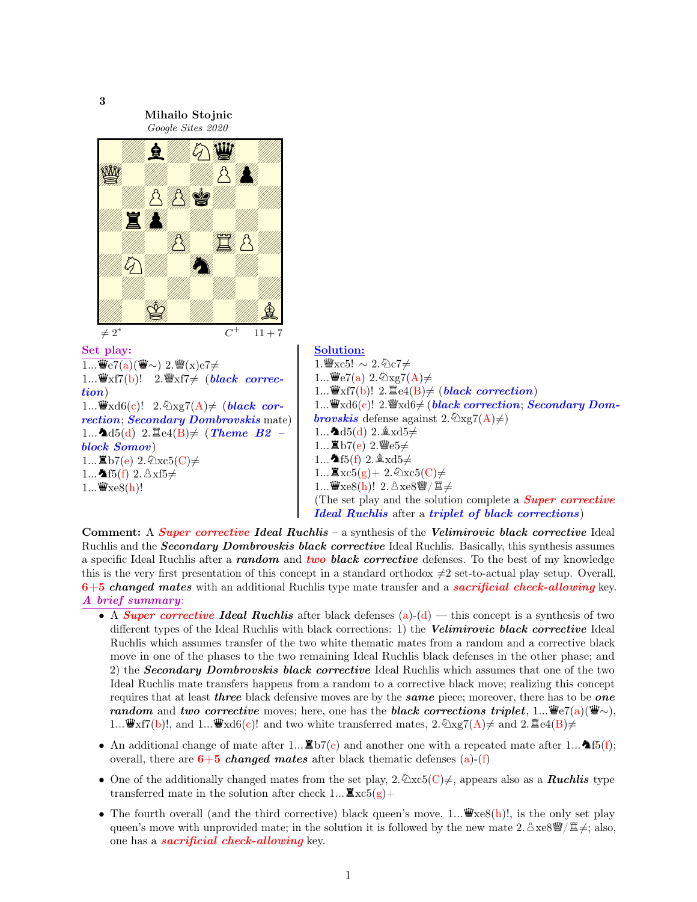**3**

**Mihailo Stojnic**
*Google Sites 2020*

≠ 2*  C+  11 + 7

**Set play:**

1...♛e7(a)(♛∼) 2.♕(x)e7≠
1...♛xf7(b)! 2.♕xf7≠ (*black correction*)
1...♛xd6(c)! 2.♘xg7(A)≠ (*black correction*; *Secondary Dombrovskis* mate)
1...♞d5(d) 2.♖e4(B)≠ (*Theme B2 – block Somov*)
1...♜b7(e) 2.♘xc5(C)≠
1...♞f5(f) 2.♙xf5≠
1...♛xe8(h)!

**Solution:**

1.♕xc5! ∼ 2.♘c7≠
1...♛e7(a) 2.♘xg7(A)≠
1...♛xf7(b)! 2.♖e4(B)≠ (*black correction*)
1...♛xd6(c)! 2.♕xd6≠ (*black correction*; *Secondary Dombrovskis* defense against 2.♘xg7(A)≠)
1...♞d5(d) 2.♗xd5≠
1...♜b7(e) 2.♕e5≠
1...♞f5(f) 2.♗xd5≠
1...♜xc5(g)+ 2.♘xc5(C)≠
1...♛xe8(h)! 2.♙xe8♕/♖≠
(The set play and the solution complete a *Super corrective Ideal Ruchlis* after a *triplet of black corrections*)

**Comment:** A ***Super corrective Ideal Ruchlis*** – a synthesis of the ***Velimirovic black corrective*** Ideal Ruchlis and the ***Secondary Dombrovskis black corrective*** Ideal Ruchlis. Basically, this synthesis assumes a specific Ideal Ruchlis after a ***random*** and ***two black corrective*** defenses. To the best of my knowledge this is the very first presentation of this concept in a standard orthodox ≠2 set-to-actual play setup. Overall, **6+5** ***changed mates*** with an additional Ruchlis type mate transfer and a ***sacrificial check-allowing*** key.
***A brief summary:***

- A ***Super corrective Ideal Ruchlis*** after black defenses (a)-(d) — this concept is a synthesis of two different types of the Ideal Ruchlis with black corrections: 1) the ***Velimirovic black corrective*** Ideal Ruchlis which assumes transfer of the two white thematic mates from a random and a corrective black move in one of the phases to the two remaining Ideal Ruchlis black defenses in the other phase; and 2) the ***Secondary Dombrovskis black corrective*** Ideal Ruchlis which assumes that one of the two Ideal Ruchlis mate transfers happens from a random to a corrective black move; realizing this concept requires that at least ***three*** black defensive moves are by the ***same*** piece; moreover, there has to be ***one random*** and ***two corrective*** moves; here, one has the ***black corrections triplet***, 1...♛e7(a)(♛∼), 1...♛xf7(b)!, and 1...♛xd6(c)! and two white transferred mates, 2.♘xg7(A)≠ and 2.♖e4(B)≠
- An additional change of mate after 1...♜b7(e) and another one with a repeated mate after 1...♞f5(f); overall, there are **6+5** ***changed mates*** after black thematic defenses (a)-(f)
- One of the additionally changed mates from the set play, 2.♘xc5(C)≠, appears also as a ***Ruchlis*** type transferred mate in the solution after check 1...♜xc5(g)+
- The fourth overall (and the third corrective) black queen's move, 1...♛xe8(h)!, is the only set play queen's move with unprovided mate; in the solution it is followed by the new mate 2.♙xe8♕/♖≠; also, one has a ***sacrificial check-allowing*** key.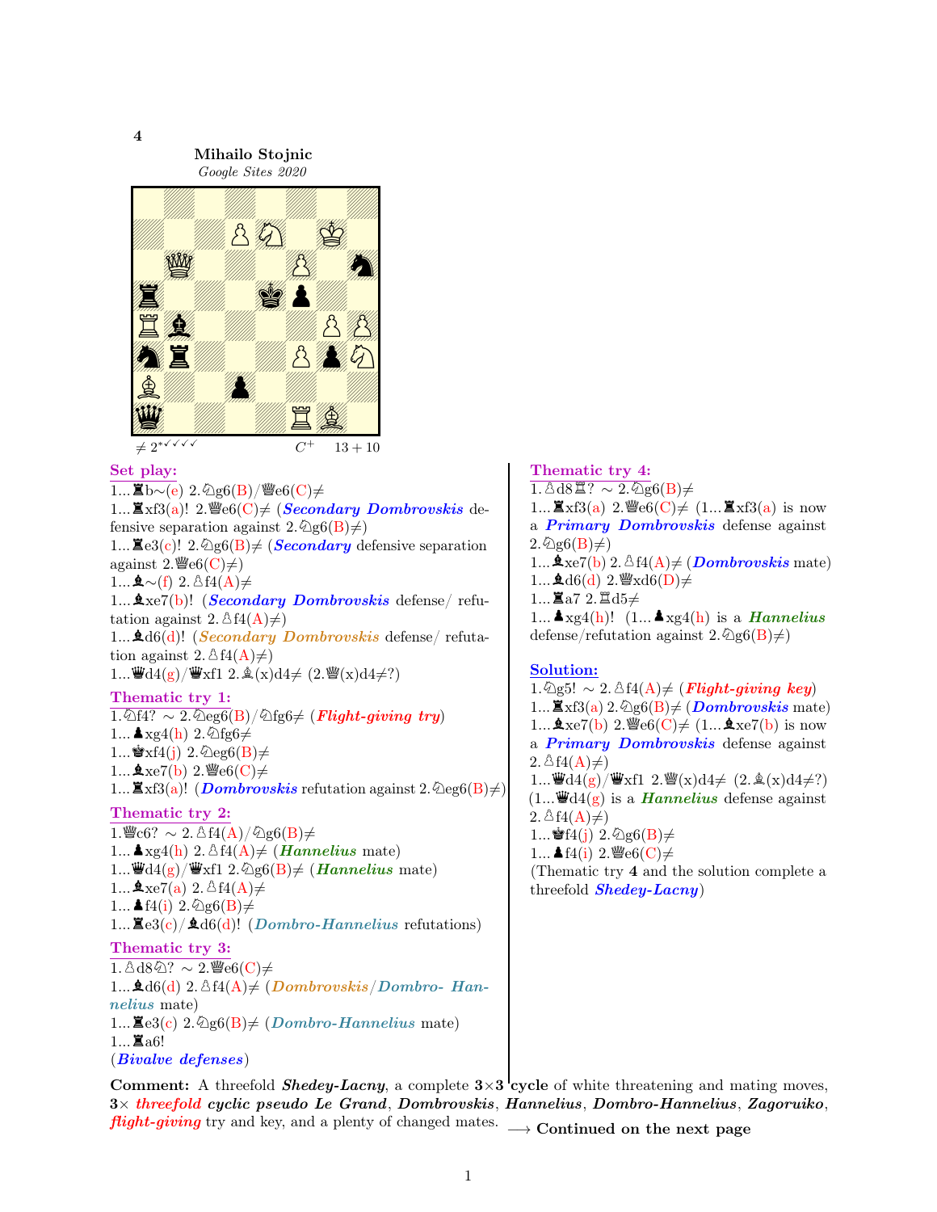**4**

**Mihailo Stojnic**
*Google Sites 2020*

≠ 2*✓✓✓✓ $C^+$ 13 + 10

**Set play:**

1...♜b∼(e) 2.♘g6(B)/♕e6(C)≠

1...♜xf3(a)! 2.♕e6(C)≠ (***Secondary Dombrovskis*** defensive separation against 2.♘g6(B)≠)

1...♜e3(c)! 2.♘g6(B)≠ (***Secondary*** defensive separation against 2.♕e6(C)≠)

1...♝∼(f) 2.♙f4(A)≠

1...♝xe7(b)! (***Secondary Dombrovskis*** defense/ refutation against 2.♙f4(A)≠)

1...♝d6(d)! (***Secondary Dombrovskis*** defense/ refutation against 2.♙f4(A)≠)

1...♛d4(g)/♛xf1 2.♗(x)d4≠ (2.♕(x)d4≠?)

**Thematic try 1:**

1.♘f4? ∼ 2.♘eg6(B)/♘fg6≠ (***Flight-giving try***)

1...♟xg4(h) 2.♘fg6≠

1...♚xf4(j) 2.♘eg6(B)≠

1...♝xe7(b) 2.♕e6(C)≠

1...♜xf3(a)! (***Dombrovskis*** refutation against 2.♘eg6(B)≠)

**Thematic try 2:**

1.♕c6? ∼ 2.♙f4(A)/♘g6(B)≠

1...♟xg4(h) 2.♙f4(A)≠ (***Hannelius*** mate)

1...♛d4(g)/♛xf1 2.♘g6(B)≠ (***Hannelius*** mate)

1...♝xe7(a) 2.♙f4(A)≠

1...♟f4(i) 2.♘g6(B)≠

1...♜e3(c)/♝d6(d)! (***Dombro-Hannelius*** refutations)

**Thematic try 3:**

1.♙d8♘? ∼ 2.♕e6(C)≠

1...♝d6(d) 2.♙f4(A)≠ (***Dombrovskis/Dombro- Hannelius*** mate)

1...♜e3(c) 2.♘g6(B)≠ (***Dombro-Hannelius*** mate)

1...♜a6!

(***Bivalve defenses***)

**Thematic try 4:**

1.♙d8♖? ∼ 2.♘g6(B)≠

1...♜xf3(a) 2.♕e6(C)≠ (1...♜xf3(a) is now a ***Primary Dombrovskis*** defense against 2.♘g6(B)≠)

1...♝xe7(b) 2.♙f4(A)≠ (***Dombrovskis*** mate)

1...♝d6(d) 2.♕xd6(D)≠

1...♜a7 2.♖d5≠

1...♟xg4(h)! (1...♟xg4(h) is a ***Hannelius*** defense/refutation against 2.♘g6(B)≠)

**Solution:**

1.♘g5! ∼ 2.♙f4(A)≠ (***Flight-giving key***)

1...♜xf3(a) 2.♘g6(B)≠ (***Dombrovskis*** mate)

1...♝xe7(b) 2.♕e6(C)≠ (1...♝xe7(b) is now a ***Primary Dombrovskis*** defense against 2.♙f4(A)≠)

1...♛d4(g)/♛xf1 2.♕(x)d4≠ (2.♗(x)d4≠?)

(1...♛d4(g) is a ***Hannelius*** defense against 2.♙f4(A)≠)

1...♚f4(j) 2.♘g6(B)≠

1...♟f4(i) 2.♕e6(C)≠

(Thematic try **4** and the solution complete a threefold ***Shedey-Lacny***)

**Comment:** A threefold ***Shedey-Lacny***, a complete **3×3** cycle of white threatening and mating moves, **3×** ***threefold cyclic pseudo Le Grand***, ***Dombrovskis***, ***Hannelius***, ***Dombro-Hannelius***, ***Zagoruiko***, ***flight-giving*** try and key, and a plenty of changed mates. ⟶ **Continued on the next page**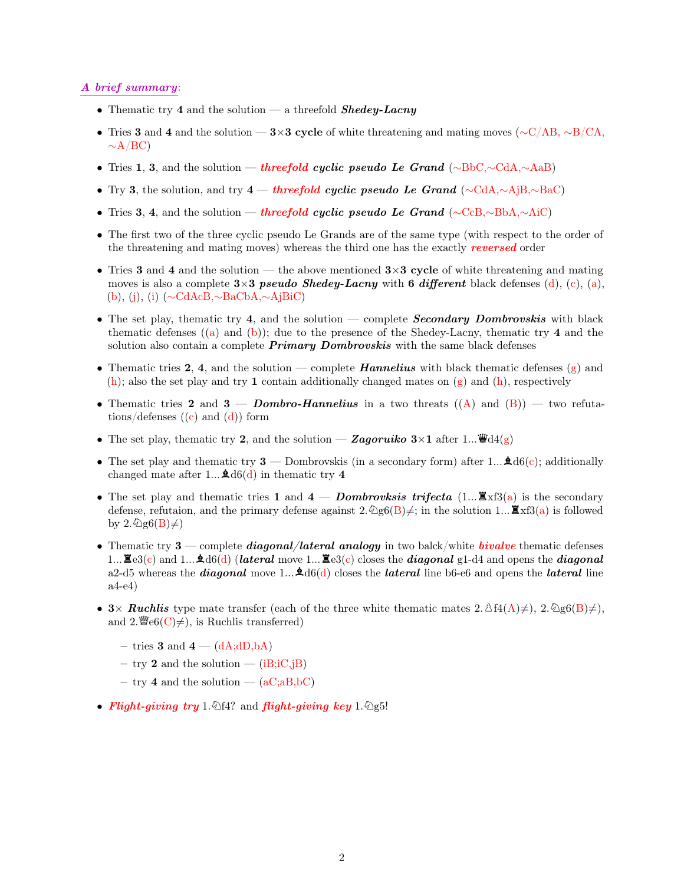***A brief summary:***

- Thematic try **4** and the solution — a threefold ***Shedey-Lacny***
- Tries **3** and **4** and the solution — **3×3 cycle** of white threatening and mating moves (∼C/AB, ∼B/CA, ∼A/BC)
- Tries **1**, **3**, and the solution — ***threefold cyclic pseudo Le Grand*** (∼BbC,∼CdA,∼AaB)
- Try **3**, the solution, and try **4** — ***threefold cyclic pseudo Le Grand*** (∼CdA,∼AjB,∼BaC)
- Tries **3**, **4**, and the solution — ***threefold cyclic pseudo Le Grand*** (∼CcB,∼BbA,∼AiC)
- The first two of the three cyclic pseudo Le Grands are of the same type (with respect to the order of the threatening and mating moves) whereas the third one has the exactly ***reversed*** order
- Tries **3** and **4** and the solution — the above mentioned **3×3 cycle** of white threatening and mating moves is also a complete **3×3** ***pseudo Shedey-Lacny*** with **6** ***different*** black defenses (d), (c), (a), (b), (j), (i) (∼CdAcB,∼BaCbA,∼AjBiC)
- The set play, thematic try **4**, and the solution — complete ***Secondary Dombrovskis*** with black thematic defenses ((a) and (b)); due to the presence of the Shedey-Lacny, thematic try **4** and the solution also contain a complete ***Primary Dombrovskis*** with the same black defenses
- Thematic tries **2**, **4**, and the solution — complete ***Hannelius*** with black thematic defenses (g) and (h); also the set play and try **1** contain additionally changed mates on (g) and (h), respectively
- Thematic tries **2** and **3** — ***Dombro-Hannelius*** in a two threats ((A) and (B)) — two refutations/defenses ((c) and (d)) form
- The set play, thematic try **2**, and the solution — ***Zagoruiko*** **3×1** after 1...♛d4(g)
- The set play and thematic try **3** — Dombrovskis (in a secondary form) after 1...♝d6(c); additionally changed mate after 1...♝d6(d) in thematic try **4**
- The set play and thematic tries **1** and **4** — ***Dombrovksis trifecta*** (1...♜xf3(a) is the secondary defense, refutaion, and the primary defense against 2.♘g6(B)≠; in the solution 1...♜xf3(a) is followed by 2.♘g6(B)≠)
- Thematic try **3** — complete ***diagonal/lateral analogy*** in two balck/white ***bivalve*** thematic defenses 1...♜e3(c) and 1...♝d6(d) (***lateral*** move 1...♜e3(c) closes the ***diagonal*** g1-d4 and opens the ***diagonal*** a2-d5 whereas the ***diagonal*** move 1...♝d6(d) closes the ***lateral*** line b6-e6 and opens the ***lateral*** line a4-e4)
- **3×** ***Ruchlis*** type mate transfer (each of the three white thematic mates 2.♙f4(A)≠), 2.♘g6(B)≠), and 2.♕e6(C)≠), is Ruchlis transferred)
  - tries **3** and **4** — (dA;dD,bA)
  - try **2** and the solution — (iB;iC,jB)
  - try **4** and the solution — (aC;aB,bC)
- ***Flight-giving try*** 1.♘f4? and ***flight-giving key*** 1.♘g5!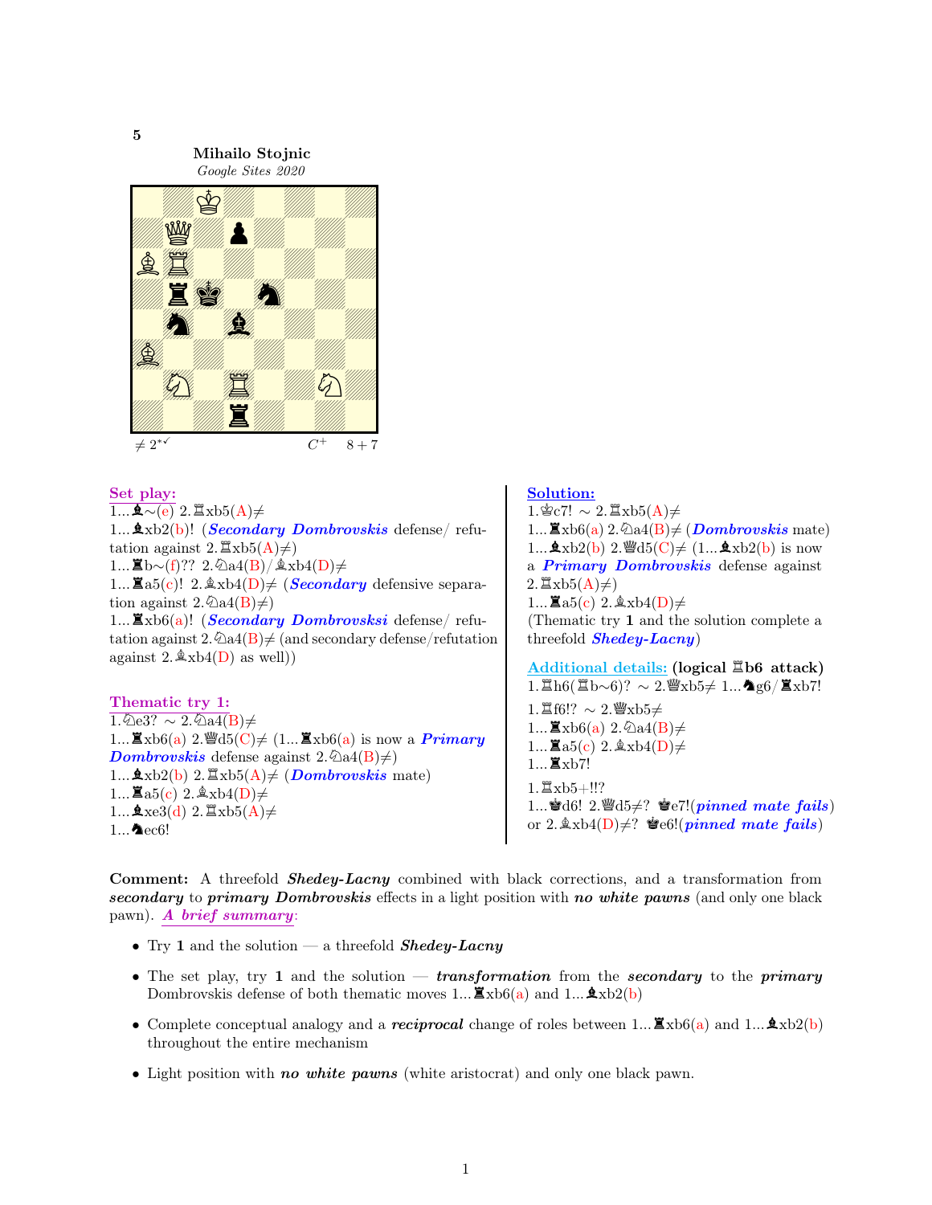**5**

**Mihailo Stojnic**
*Google Sites 2020*

≠ 2*✓ C+ 8 + 7

## Set play:

1...♝∼(e) 2.♖xb5(A)≠

1...♝xb2(b)! (***Secondary Dombrovskis*** defense/ refutation against 2.♖xb5(A)≠)

1...♜b∼(f)?? 2.♘a4(B)/♗xb4(D)≠

1...♜a5(c)! 2.♗xb4(D)≠ (***Secondary*** defensive separation against 2.♘a4(B)≠)

1...♜xb6(a)! (***Secondary Dombrovsksi*** defense/ refutation against 2.♘a4(B)≠ (and secondary defense/refutation against 2.♗xb4(D) as well))

## Thematic try 1:

1.♘e3? ∼ 2.♘a4(B)≠

1...♜xb6(a) 2.♕d5(C)≠ (1...♜xb6(a) is now a ***Primary Dombrovskis*** defense against 2.♘a4(B)≠)

1...♝xb2(b) 2.♖xb5(A)≠ (***Dombrovskis*** mate)

1...♜a5(c) 2.♗xb4(D)≠

1...♝xe3(d) 2.♖xb5(A)≠

1...♞ec6!

## Solution:

1.♔c7! ∼ 2.♖xb5(A)≠

1...♜xb6(a) 2.♘a4(B)≠ (***Dombrovskis*** mate)

1...♝xb2(b) 2.♕d5(C)≠ (1...♝xb2(b) is now a ***Primary Dombrovskis*** defense against 2.♖xb5(A)≠)

1...♜a5(c) 2.♗xb4(D)≠

(Thematic try **1** and the solution complete a threefold ***Shedey-Lacny***)

## Additional details: (logical ♖b6 attack)

1.♖h6(♖b∼6)? ∼ 2.♕xb5≠ 1...♞g6/♜xb7!

1.♖f6!? ∼ 2.♕xb5≠

1...♜xb6(a) 2.♘a4(B)≠

1...♜a5(c) 2.♗xb4(D)≠

1...♜xb7!

1.♖xb5+!!?

1...♚d6! 2.♕d5≠? ♚e7!(***pinned mate fails***)
or 2.♗xb4(D)≠? ♚e6!(***pinned mate fails***)

**Comment:** A threefold ***Shedey-Lacny*** combined with black corrections, and a transformation from ***secondary*** to ***primary Dombrovskis*** effects in a light position with ***no white pawns*** (and only one black pawn). ***A brief summary:***

- Try **1** and the solution — a threefold ***Shedey-Lacny***
- The set play, try **1** and the solution — ***transformation*** from the ***secondary*** to the ***primary*** Dombrovskis defense of both thematic moves 1...♜xb6(a) and 1...♝xb2(b)
- Complete conceptual analogy and a ***reciprocal*** change of roles between 1...♜xb6(a) and 1...♝xb2(b) throughout the entire mechanism
- Light position with ***no white pawns*** (white aristocrat) and only one black pawn.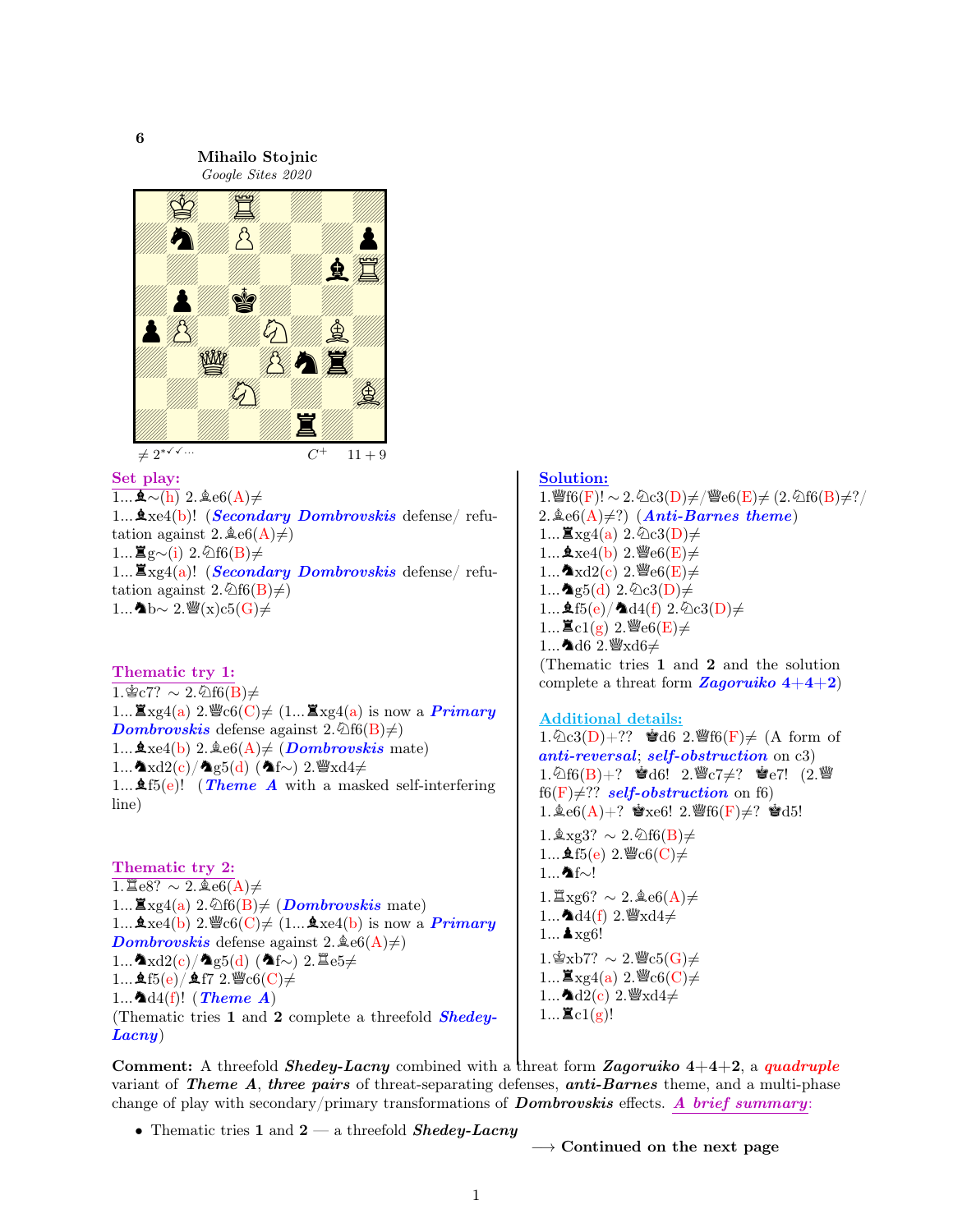**6**

**Mihailo Stojnic**
*Google Sites 2020*

≠ 2*✓✓… $C^+$ 11 + 9

**Set play:**

1…♝∼(h) 2.♗e6(A)≠
1…♝xe4(b)! (***Secondary Dombrovskis*** defense/ refutation against 2.♗e6(A)≠)
1…♜g∼(i) 2.♘f6(B)≠
1…♜xg4(a)! (***Secondary Dombrovskis*** defense/ refutation against 2.♘f6(B)≠)
1…♞b∼ 2.♕(x)c5(G)≠

**Thematic try 1:**

1.♔c7? ∼ 2.♘f6(B)≠
1…♜xg4(a) 2.♕c6(C)≠ (1…♜xg4(a) is now a ***Primary Dombrovskis*** defense against 2.♘f6(B)≠)
1…♝xe4(b) 2.♗e6(A)≠ (***Dombrovskis*** mate)
1…♞xd2(c)/♞g5(d) (♞f∼) 2.♕xd4≠
1…♝f5(e)! (***Theme A*** with a masked self-interfering line)

**Thematic try 2:**

1.♖e8? ∼ 2.♗e6(A)≠
1…♜xg4(a) 2.♘f6(B)≠ (***Dombrovskis*** mate)
1…♝xe4(b) 2.♕c6(C)≠ (1…♝xe4(b) is now a ***Primary Dombrovskis*** defense against 2.♗e6(A)≠)
1…♞xd2(c)/♞g5(d) (♞f∼) 2.♖e5≠
1…♝f5(e)/♝f7 2.♕c6(C)≠
1…♞d4(f)! (***Theme A***)
(Thematic tries **1** and **2** complete a threefold ***Shedey-Lacny***)

**Solution:**

1.♕f6(F)! ∼ 2.♘c3(D)≠/♕e6(E)≠ (2.♘f6(B)≠?/ 2.♗e6(A)≠?) (***Anti-Barnes theme***)
1…♜xg4(a) 2.♘c3(D)≠
1…♝xe4(b) 2.♕e6(E)≠
1…♞xd2(c) 2.♕e6(E)≠
1…♞g5(d) 2.♘c3(D)≠
1…♝f5(e)/♞d4(f) 2.♘c3(D)≠
1…♜c1(g) 2.♕e6(E)≠
1…♞d6 2.♕xd6≠
(Thematic tries **1** and **2** and the solution complete a threat form ***Zagoruiko 4+4+2***)

**Additional details:**

1.♘c3(D)+?? ♚d6 2.♕f6(F)≠ (A form of ***anti-reversal***; ***self-obstruction*** on c3)
1.♘f6(B)+? ♚d6! 2.♕c7≠? ♚e7! (2.♕f6(F)≠?? ***self-obstruction*** on f6)
1.♗e6(A)+? ♚xe6! 2.♕f6(F)≠? ♚d5!

1.♗xg3? ∼ 2.♘f6(B)≠
1…♝f5(e) 2.♕c6(C)≠
1…♞f∼!

1.♖xg6? ∼ 2.♗e6(A)≠
1…♞d4(f) 2.♕xd4≠
1…♟xg6!

1.♔xb7? ∼ 2.♕c5(G)≠
1…♜xg4(a) 2.♕c6(C)≠
1…♞d2(c) 2.♕xd4≠
1…♜c1(g)!

**Comment:** A threefold ***Shedey-Lacny*** combined with a threat form ***Zagoruiko* 4+4+2**, a ***quadruple*** variant of ***Theme A***, ***three pairs*** of threat-separating defenses, ***anti-Barnes*** theme, and a multi-phase change of play with secondary/primary transformations of ***Dombrovskis*** effects. ***A brief summary***:

- Thematic tries **1** and **2** — a threefold ***Shedey-Lacny***

⟶ **Continued on the next page**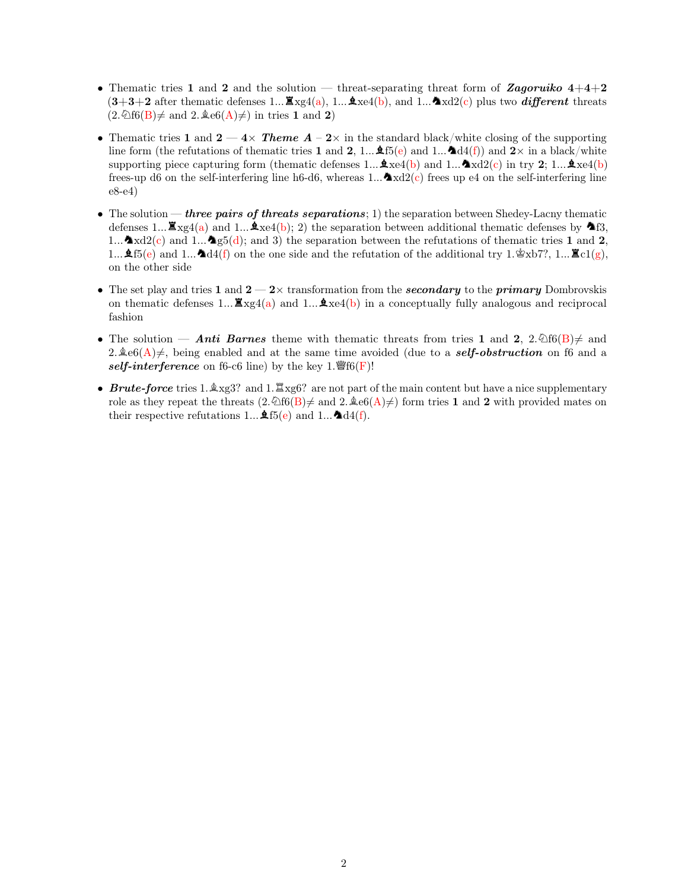- Thematic tries **1** and **2** and the solution — threat-separating threat form of ***Zagoruiko*** **4+4+2** (**3+3+2** after thematic defenses 1...♜xg4(a), 1...♝xe4(b), and 1...♞xd2(c) plus two ***different*** threats (2.♘f6(B)≠ and 2.♗e6(A)≠) in tries **1** and **2**)

- Thematic tries **1** and **2** — **4**× ***Theme A*** – **2**× in the standard black/white closing of the supporting line form (the refutations of thematic tries **1** and **2**, 1...♝f5(e) and 1...♞d4(f)) and **2**× in a black/white supporting piece capturing form (thematic defenses 1...♝xe4(b) and 1...♞xd2(c) in try **2**; 1...♝xe4(b) frees-up d6 on the self-interfering line h6-d6, whereas 1...♞xd2(c) frees up e4 on the self-interfering line e8-e4)

- The solution — ***three pairs of threats separations***; 1) the separation between Shedey-Lacny thematic defenses 1...♜xg4(a) and 1...♝xe4(b); 2) the separation between additional thematic defenses by ♞f3, 1...♞xd2(c) and 1...♞g5(d); and 3) the separation between the refutations of thematic tries **1** and **2**, 1...♝f5(e) and 1...♞d4(f) on the one side and the refutation of the additional try 1.♔xb7?, 1...♜c1(g), on the other side

- The set play and tries **1** and **2** — **2**× transformation from the ***secondary*** to the ***primary*** Dombrovskis on thematic defenses 1...♜xg4(a) and 1...♝xe4(b) in a conceptually fully analogous and reciprocal fashion

- The solution — ***Anti Barnes*** theme with thematic threats from tries **1** and **2**, 2.♘f6(B)≠ and 2.♗e6(A)≠, being enabled and at the same time avoided (due to a ***self-obstruction*** on f6 and a ***self-interference*** on f6-c6 line) by the key 1.♕f6(F)!

- ***Brute-force*** tries 1.♗xg3? and 1.♖xg6? are not part of the main content but have a nice supplementary role as they repeat the threats (2.♘f6(B)≠ and 2.♗e6(A)≠) form tries **1** and **2** with provided mates on their respective refutations 1...♝f5(e) and 1...♞d4(f).